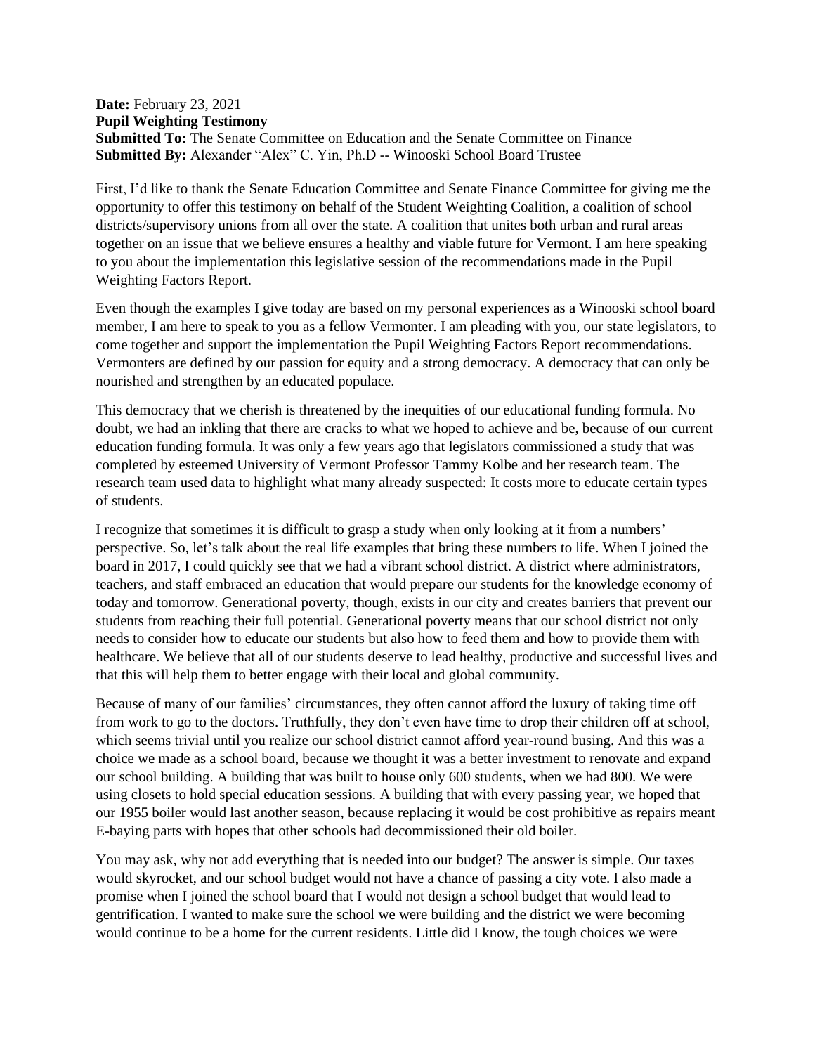**Date:** February 23, 2021
**Pupil Weighting Testimony**
**Submitted To:** The Senate Committee on Education and the Senate Committee on Finance
**Submitted By:** Alexander "Alex" C. Yin, Ph.D -- Winooski School Board Trustee

First, I'd like to thank the Senate Education Committee and Senate Finance Committee for giving me the opportunity to offer this testimony on behalf of the Student Weighting Coalition, a coalition of school districts/supervisory unions from all over the state. A coalition that unites both urban and rural areas together on an issue that we believe ensures a healthy and viable future for Vermont. I am here speaking to you about the implementation this legislative session of the recommendations made in the Pupil Weighting Factors Report.

Even though the examples I give today are based on my personal experiences as a Winooski school board member, I am here to speak to you as a fellow Vermonter. I am pleading with you, our state legislators, to come together and support the implementation the Pupil Weighting Factors Report recommendations. Vermonters are defined by our passion for equity and a strong democracy. A democracy that can only be nourished and strengthen by an educated populace.

This democracy that we cherish is threatened by the inequities of our educational funding formula. No doubt, we had an inkling that there are cracks to what we hoped to achieve and be, because of our current education funding formula. It was only a few years ago that legislators commissioned a study that was completed by esteemed University of Vermont Professor Tammy Kolbe and her research team. The research team used data to highlight what many already suspected: It costs more to educate certain types of students.

I recognize that sometimes it is difficult to grasp a study when only looking at it from a numbers' perspective. So, let's talk about the real life examples that bring these numbers to life. When I joined the board in 2017, I could quickly see that we had a vibrant school district. A district where administrators, teachers, and staff embraced an education that would prepare our students for the knowledge economy of today and tomorrow. Generational poverty, though, exists in our city and creates barriers that prevent our students from reaching their full potential. Generational poverty means that our school district not only needs to consider how to educate our students but also how to feed them and how to provide them with healthcare. We believe that all of our students deserve to lead healthy, productive and successful lives and that this will help them to better engage with their local and global community.

Because of many of our families' circumstances, they often cannot afford the luxury of taking time off from work to go to the doctors. Truthfully, they don't even have time to drop their children off at school, which seems trivial until you realize our school district cannot afford year-round busing. And this was a choice we made as a school board, because we thought it was a better investment to renovate and expand our school building. A building that was built to house only 600 students, when we had 800. We were using closets to hold special education sessions. A building that with every passing year, we hoped that our 1955 boiler would last another season, because replacing it would be cost prohibitive as repairs meant E-baying parts with hopes that other schools had decommissioned their old boiler.

You may ask, why not add everything that is needed into our budget? The answer is simple. Our taxes would skyrocket, and our school budget would not have a chance of passing a city vote. I also made a promise when I joined the school board that I would not design a school budget that would lead to gentrification. I wanted to make sure the school we were building and the district we were becoming would continue to be a home for the current residents. Little did I know, the tough choices we were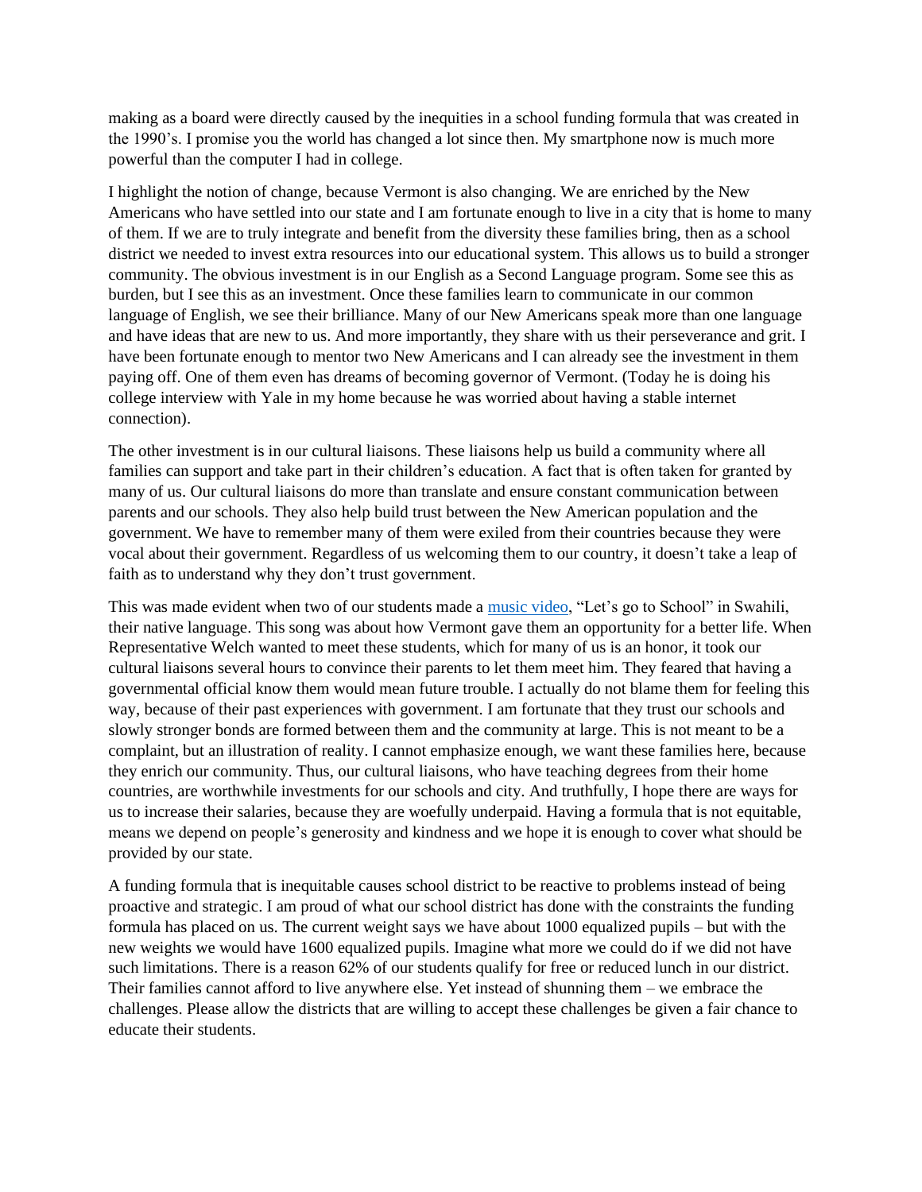making as a board were directly caused by the inequities in a school funding formula that was created in the 1990's. I promise you the world has changed a lot since then. My smartphone now is much more powerful than the computer I had in college.

I highlight the notion of change, because Vermont is also changing. We are enriched by the New Americans who have settled into our state and I am fortunate enough to live in a city that is home to many of them. If we are to truly integrate and benefit from the diversity these families bring, then as a school district we needed to invest extra resources into our educational system. This allows us to build a stronger community. The obvious investment is in our English as a Second Language program. Some see this as burden, but I see this as an investment. Once these families learn to communicate in our common language of English, we see their brilliance. Many of our New Americans speak more than one language and have ideas that are new to us. And more importantly, they share with us their perseverance and grit. I have been fortunate enough to mentor two New Americans and I can already see the investment in them paying off. One of them even has dreams of becoming governor of Vermont. (Today he is doing his college interview with Yale in my home because he was worried about having a stable internet connection).

The other investment is in our cultural liaisons. These liaisons help us build a community where all families can support and take part in their children's education. A fact that is often taken for granted by many of us. Our cultural liaisons do more than translate and ensure constant communication between parents and our schools. They also help build trust between the New American population and the government. We have to remember many of them were exiled from their countries because they were vocal about their government. Regardless of us welcoming them to our country, it doesn't take a leap of faith as to understand why they don't trust government.

This was made evident when two of our students made a music video, "Let's go to School" in Swahili, their native language. This song was about how Vermont gave them an opportunity for a better life. When Representative Welch wanted to meet these students, which for many of us is an honor, it took our cultural liaisons several hours to convince their parents to let them meet him. They feared that having a governmental official know them would mean future trouble. I actually do not blame them for feeling this way, because of their past experiences with government. I am fortunate that they trust our schools and slowly stronger bonds are formed between them and the community at large. This is not meant to be a complaint, but an illustration of reality. I cannot emphasize enough, we want these families here, because they enrich our community. Thus, our cultural liaisons, who have teaching degrees from their home countries, are worthwhile investments for our schools and city. And truthfully, I hope there are ways for us to increase their salaries, because they are woefully underpaid. Having a formula that is not equitable, means we depend on people's generosity and kindness and we hope it is enough to cover what should be provided by our state.

A funding formula that is inequitable causes school district to be reactive to problems instead of being proactive and strategic. I am proud of what our school district has done with the constraints the funding formula has placed on us. The current weight says we have about 1000 equalized pupils – but with the new weights we would have 1600 equalized pupils. Imagine what more we could do if we did not have such limitations. There is a reason 62% of our students qualify for free or reduced lunch in our district. Their families cannot afford to live anywhere else. Yet instead of shunning them – we embrace the challenges. Please allow the districts that are willing to accept these challenges be given a fair chance to educate their students.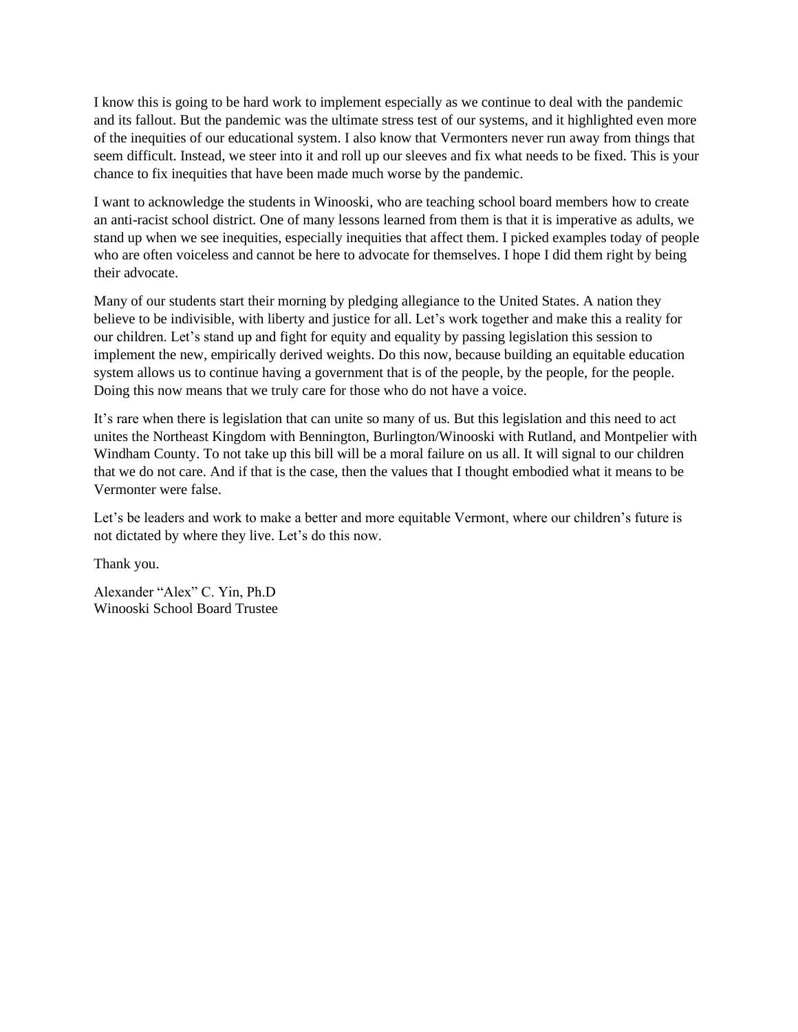I know this is going to be hard work to implement especially as we continue to deal with the pandemic and its fallout. But the pandemic was the ultimate stress test of our systems, and it highlighted even more of the inequities of our educational system. I also know that Vermonters never run away from things that seem difficult. Instead, we steer into it and roll up our sleeves and fix what needs to be fixed. This is your chance to fix inequities that have been made much worse by the pandemic.

I want to acknowledge the students in Winooski, who are teaching school board members how to create an anti-racist school district. One of many lessons learned from them is that it is imperative as adults, we stand up when we see inequities, especially inequities that affect them. I picked examples today of people who are often voiceless and cannot be here to advocate for themselves. I hope I did them right by being their advocate.

Many of our students start their morning by pledging allegiance to the United States. A nation they believe to be indivisible, with liberty and justice for all. Let's work together and make this a reality for our children. Let's stand up and fight for equity and equality by passing legislation this session to implement the new, empirically derived weights. Do this now, because building an equitable education system allows us to continue having a government that is of the people, by the people, for the people. Doing this now means that we truly care for those who do not have a voice.

It's rare when there is legislation that can unite so many of us. But this legislation and this need to act unites the Northeast Kingdom with Bennington, Burlington/Winooski with Rutland, and Montpelier with Windham County. To not take up this bill will be a moral failure on us all. It will signal to our children that we do not care. And if that is the case, then the values that I thought embodied what it means to be Vermonter were false.

Let's be leaders and work to make a better and more equitable Vermont, where our children's future is not dictated by where they live. Let's do this now.

Thank you.

Alexander "Alex" C. Yin, Ph.D
Winooski School Board Trustee